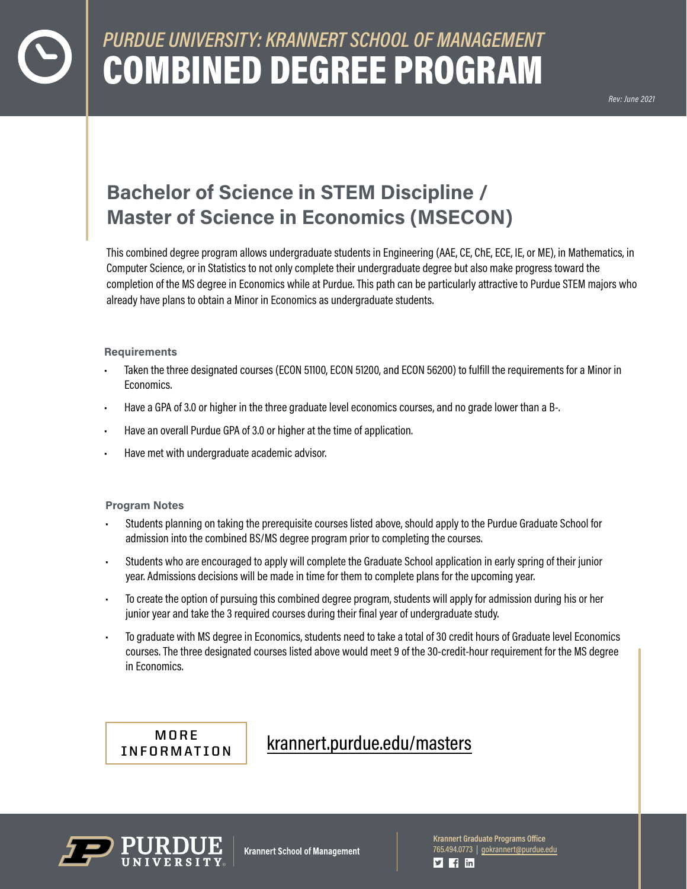*PURDUE UNIVERSITY: KRANNERT SCHOOL OF MANAGEMENT*

# COMBINED DEGREE PROGRAM

*Rev: June 2021*

## Bachelor of Science in STEM Discipline / Master of Science in Economics (MSECON)

This combined degree program allows undergraduate students in Engineering (AAE, CE, ChE, ECE, IE, or ME), in Mathematics, in Computer Science, or in Statistics to not only complete their undergraduate degree but also make progress toward the completion of the MS degree in Economics while at Purdue. This path can be particularly attractive to Purdue STEM majors who already have plans to obtain a Minor in Economics as undergraduate students.

### Requirements

- Taken the three designated courses (ECON 51100, ECON 51200, and ECON 56200) to fulfill the requirements for a Minor in Economics.
- Have a GPA of 3.0 or higher in the three graduate level economics courses, and no grade lower than a B-.
- Have an overall Purdue GPA of 3.0 or higher at the time of application.
- Have met with undergraduate academic advisor.

### Program Notes

- Students planning on taking the prerequisite courses listed above, should apply to the Purdue Graduate School for admission into the combined BS/MS degree program prior to completing the courses.
- Students who are encouraged to apply will complete the Graduate School application in early spring of their junior year. Admissions decisions will be made in time for them to complete plans for the upcoming year.
- To create the option of pursuing this combined degree program, students will apply for admission during his or her junior year and take the 3 required courses during their final year of undergraduate study.
- To graduate with MS degree in Economics, students need to take a total of 30 credit hours of Graduate level Economics courses. The three designated courses listed above would meet 9 of the 30-credit-hour requirement for the MS degree in Economics.

MORE INFORMATION

krannert.purdue.edu/masters

Purdue University | Krannert School of Management

Krannert Graduate Programs Office
765.494.0773 | gokrannert@purdue.edu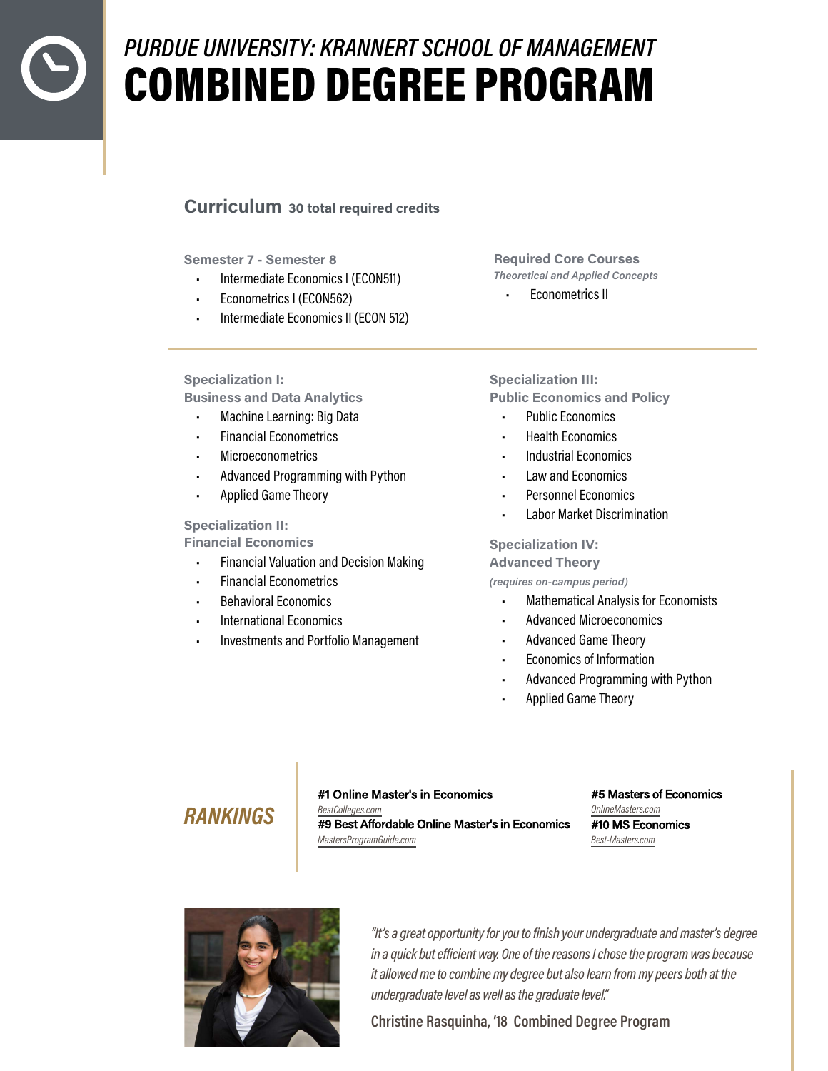# *PURDUE UNIVERSITY: KRANNERT SCHOOL OF MANAGEMENT*

# COMBINED DEGREE PROGRAM

## Curriculum 30 total required credits

**Semester 7 - Semester 8**

- Intermediate Economics I (ECON511)
- Econometrics I (ECON562)
- Intermediate Economics II (ECON 512)

**Required Core Courses**

*Theoretical and Applied Concepts*

- Econometrics II

**Specialization I: Business and Data Analytics**

- Machine Learning: Big Data
- Financial Econometrics
- Microeconometrics
- Advanced Programming with Python
- Applied Game Theory

**Specialization II: Financial Economics**

- Financial Valuation and Decision Making
- Financial Econometrics
- Behavioral Economics
- International Economics
- Investments and Portfolio Management

**Specialization III: Public Economics and Policy**

- Public Economics
- Health Economics
- Industrial Economics
- Law and Economics
- Personnel Economics
- Labor Market Discrimination

**Specialization IV: Advanced Theory**

*(requires on-campus period)*

- Mathematical Analysis for Economists
- Advanced Microeconomics
- Advanced Game Theory
- Economics of Information
- Advanced Programming with Python
- Applied Game Theory

## *RANKINGS*

**#1 Online Master's in Economics**
*BestColleges.com*

**#9 Best Affordable Online Master's in Economics**
*MastersProgramGuide.com*

**#5 Masters of Economics**
*OnlineMasters.com*

**#10 MS Economics**
*Best-Masters.com*

*"It's a great opportunity for you to finish your undergraduate and master's degree in a quick but efficient way. One of the reasons I chose the program was because it allowed me to combine my degree but also learn from my peers both at the undergraduate level as well as the graduate level."*

**Christine Rasquinha, '18 Combined Degree Program**